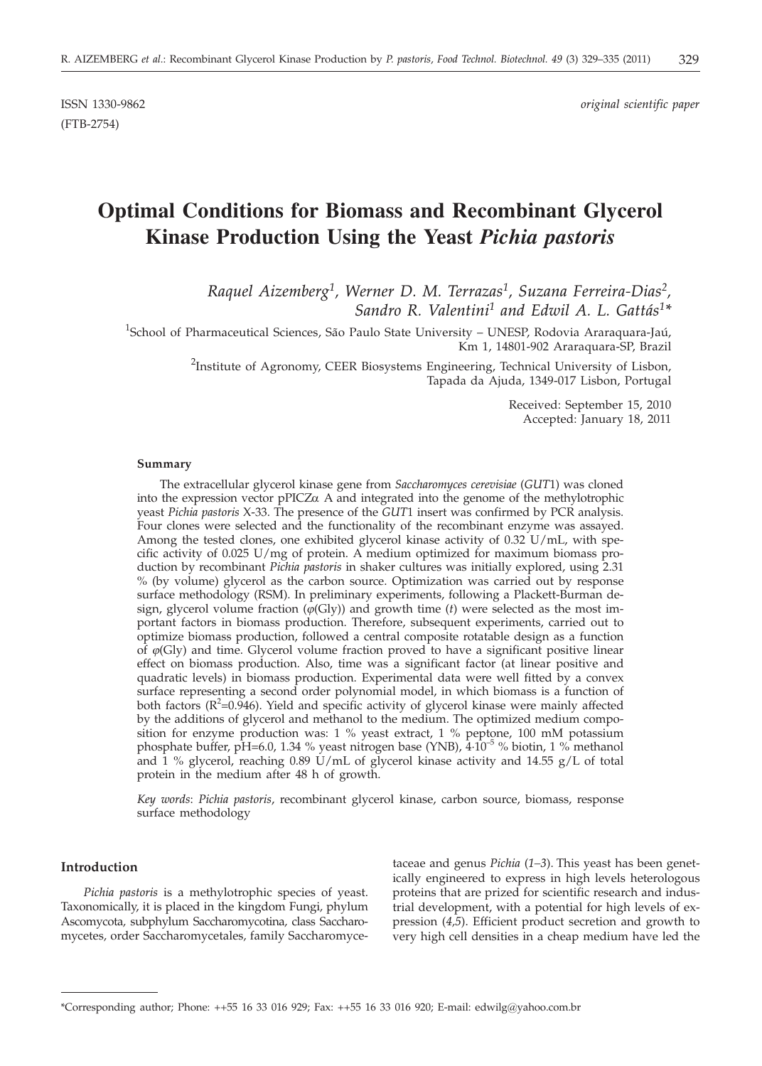ISSN 1330-9862 *original scientific paper*
(FTB-2754)

# Optimal Conditions for Biomass and Recombinant Glycerol Kinase Production Using the Yeast *Pichia pastoris*

*Raquel Aizemberg[1], Werner D. M. Terrazas[1], Suzana Ferreira-Dias[2], Sandro R. Valentini[1] and Edwil A. L. Gattás[1]\**

[1]School of Pharmaceutical Sciences, São Paulo State University – UNESP, Rodovia Araraquara-Jaú, Km 1, 14801-902 Araraquara-SP, Brazil

[2]Institute of Agronomy, CEER Biosystems Engineering, Technical University of Lisbon, Tapada da Ajuda, 1349-017 Lisbon, Portugal

Received: September 15, 2010
Accepted: January 18, 2011

### Summary

The extracellular glycerol kinase gene from *Saccharomyces cerevisiae* (*GUT*1) was cloned into the expression vector pPICZα A and integrated into the genome of the methylotrophic yeast *Pichia pastoris* X-33. The presence of the *GUT*1 insert was confirmed by PCR analysis. Four clones were selected and the functionality of the recombinant enzyme was assayed. Among the tested clones, one exhibited glycerol kinase activity of 0.32 U/mL, with specific activity of 0.025 U/mg of protein. A medium optimized for maximum biomass production by recombinant *Pichia pastoris* in shaker cultures was initially explored, using 2.31 % (by volume) glycerol as the carbon source. Optimization was carried out by response surface methodology (RSM). In preliminary experiments, following a Plackett-Burman design, glycerol volume fraction ($\varphi$(Gly)) and growth time ($t$) were selected as the most important factors in biomass production. Therefore, subsequent experiments, carried out to optimize biomass production, followed a central composite rotatable design as a function of $\varphi$(Gly) and time. Glycerol volume fraction proved to have a significant positive linear effect on biomass production. Also, time was a significant factor (at linear positive and quadratic levels) in biomass production. Experimental data were well fitted by a convex surface representing a second order polynomial model, in which biomass is a function of both factors ($R^2$=0.946). Yield and specific activity of glycerol kinase were mainly affected by the additions of glycerol and methanol to the medium. The optimized medium composition for enzyme production was: 1 % yeast extract, 1 % peptone, 100 mM potassium phosphate buffer, pH=6.0, 1.34 % yeast nitrogen base (YNB), $4\cdot10^{-5}$ % biotin, 1 % methanol and 1 % glycerol, reaching 0.89 U/mL of glycerol kinase activity and 14.55 g/L of total protein in the medium after 48 h of growth.

*Key words*: *Pichia pastoris*, recombinant glycerol kinase, carbon source, biomass, response surface methodology

### Introduction

*Pichia pastoris* is a methylotrophic species of yeast. Taxonomically, it is placed in the kingdom Fungi, phylum Ascomycota, subphylum Saccharomycotina, class Saccharomycetes, order Saccharomycetales, family Saccharomycetaceae and genus *Pichia* (*1–3*). This yeast has been genetically engineered to express in high levels heterologous proteins that are prized for scientific research and industrial development, with a potential for high levels of expression (*4,5*). Efficient product secretion and growth to very high cell densities in a cheap medium have led the

\*Corresponding author; Phone: ++55 16 33 016 929; Fax: ++55 16 33 016 920; E-mail: edwilg@yahoo.com.br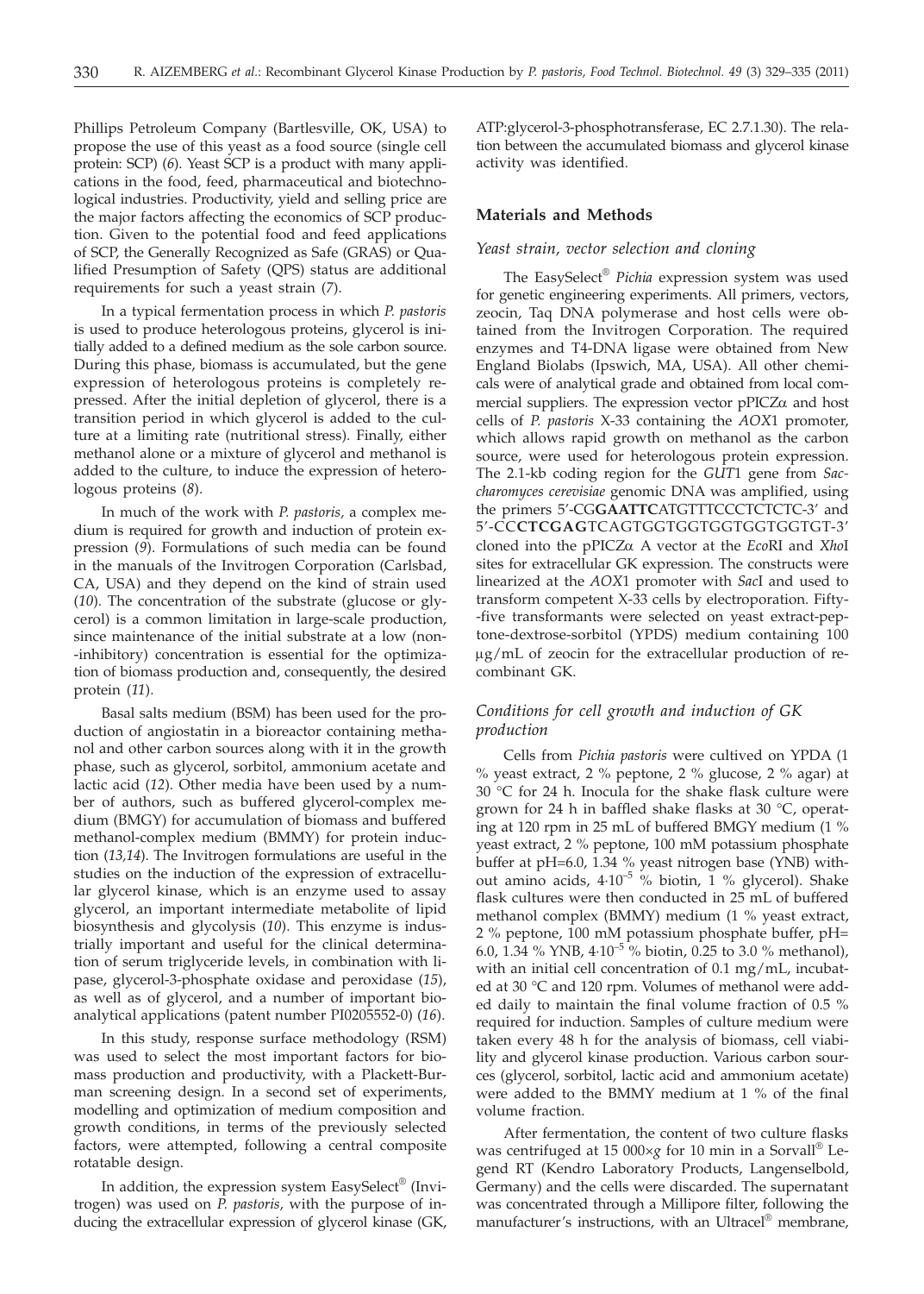Phillips Petroleum Company (Bartlesville, OK, USA) to propose the use of this yeast as a food source (single cell protein: SCP) (*6*). Yeast SCP is a product with many applications in the food, feed, pharmaceutical and biotechnological industries. Productivity, yield and selling price are the major factors affecting the economics of SCP production. Given to the potential food and feed applications of SCP, the Generally Recognized as Safe (GRAS) or Qualified Presumption of Safety (QPS) status are additional requirements for such a yeast strain (*7*).

In a typical fermentation process in which *P. pastoris* is used to produce heterologous proteins, glycerol is initially added to a defined medium as the sole carbon source. During this phase, biomass is accumulated, but the gene expression of heterologous proteins is completely repressed. After the initial depletion of glycerol, there is a transition period in which glycerol is added to the culture at a limiting rate (nutritional stress). Finally, either methanol alone or a mixture of glycerol and methanol is added to the culture, to induce the expression of heterologous proteins (*8*).

In much of the work with *P. pastoris*, a complex medium is required for growth and induction of protein expression (*9*). Formulations of such media can be found in the manuals of the Invitrogen Corporation (Carlsbad, CA, USA) and they depend on the kind of strain used (*10*). The concentration of the substrate (glucose or glycerol) is a common limitation in large-scale production, since maintenance of the initial substrate at a low (non-inhibitory) concentration is essential for the optimization of biomass production and, consequently, the desired protein (*11*).

Basal salts medium (BSM) has been used for the production of angiostatin in a bioreactor containing methanol and other carbon sources along with it in the growth phase, such as glycerol, sorbitol, ammonium acetate and lactic acid (*12*). Other media have been used by a number of authors, such as buffered glycerol-complex medium (BMGY) for accumulation of biomass and buffered methanol-complex medium (BMMY) for protein induction (*13,14*). The Invitrogen formulations are useful in the studies on the induction of the expression of extracellular glycerol kinase, which is an enzyme used to assay glycerol, an important intermediate metabolite of lipid biosynthesis and glycolysis (*10*). This enzyme is industrially important and useful for the clinical determination of serum triglyceride levels, in combination with lipase, glycerol-3-phosphate oxidase and peroxidase (*15*), as well as of glycerol, and a number of important bioanalytical applications (patent number PI0205552-0) (*16*).

In this study, response surface methodology (RSM) was used to select the most important factors for biomass production and productivity, with a Plackett-Burman screening design. In a second set of experiments, modelling and optimization of medium composition and growth conditions, in terms of the previously selected factors, were attempted, following a central composite rotatable design.

In addition, the expression system EasySelect® (Invitrogen) was used on *P. pastoris*, with the purpose of inducing the extracellular expression of glycerol kinase (GK, ATP:glycerol-3-phosphotransferase, EC 2.7.1.30). The relation between the accumulated biomass and glycerol kinase activity was identified.

## Materials and Methods

### *Yeast strain, vector selection and cloning*

The EasySelect® *Pichia* expression system was used for genetic engineering experiments. All primers, vectors, zeocin, Taq DNA polymerase and host cells were obtained from the Invitrogen Corporation. The required enzymes and T4-DNA ligase were obtained from New England Biolabs (Ipswich, MA, USA). All other chemicals were of analytical grade and obtained from local commercial suppliers. The expression vector pPICZα and host cells of *P. pastoris* X-33 containing the *AOX*1 promoter, which allows rapid growth on methanol as the carbon source, were used for heterologous protein expression. The 2.1-kb coding region for the *GUT*1 gene from *Saccharomyces cerevisiae* genomic DNA was amplified, using the primers 5'-CG**GAATTC**ATGTTTCCCTCTCTC-3' and 5'-CC**CTCGAG**TCAGTGGTGGTGGTGGTGGTGT-3' cloned into the pPICZα A vector at the *Eco*RI and *Xho*I sites for extracellular GK expression. The constructs were linearized at the *AOX*1 promoter with *Sac*I and used to transform competent X-33 cells by electroporation. Fifty-five transformants were selected on yeast extract-peptone-dextrose-sorbitol (YPDS) medium containing 100 μg/mL of zeocin for the extracellular production of recombinant GK.

### *Conditions for cell growth and induction of GK production*

Cells from *Pichia pastoris* were cultived on YPDA (1 % yeast extract, 2 % peptone, 2 % glucose, 2 % agar) at 30 °C for 24 h. Inocula for the shake flask culture were grown for 24 h in baffled shake flasks at 30 °C, operating at 120 rpm in 25 mL of buffered BMGY medium (1 % yeast extract, 2 % peptone, 100 mM potassium phosphate buffer at pH=6.0, 1.34 % yeast nitrogen base (YNB) without amino acids, $4\cdot10^{-5}$ % biotin, 1 % glycerol). Shake flask cultures were then conducted in 25 mL of buffered methanol complex (BMMY) medium (1 % yeast extract, 2 % peptone, 100 mM potassium phosphate buffer, pH=6.0, 1.34 % YNB, $4\cdot10^{-5}$ % biotin, 0.25 to 3.0 % methanol), with an initial cell concentration of 0.1 mg/mL, incubated at 30 °C and 120 rpm. Volumes of methanol were added daily to maintain the final volume fraction of 0.5 % required for induction. Samples of culture medium were taken every 48 h for the analysis of biomass, cell viability and glycerol kinase production. Various carbon sources (glycerol, sorbitol, lactic acid and ammonium acetate) were added to the BMMY medium at 1 % of the final volume fraction.

After fermentation, the content of two culture flasks was centrifuged at 15 000×*g* for 10 min in a Sorvall® Legend RT (Kendro Laboratory Products, Langenselbold, Germany) and the cells were discarded. The supernatant was concentrated through a Millipore filter, following the manufacturer's instructions, with an Ultracel® membrane,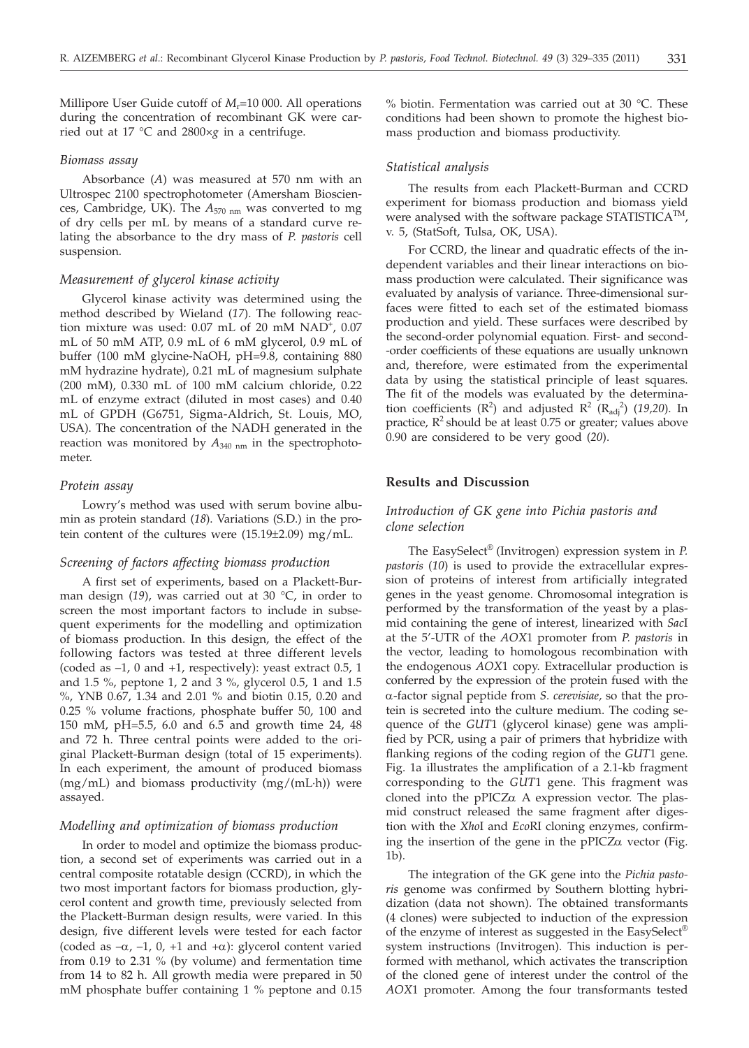Millipore User Guide cutoff of $M_r$=10 000. All operations during the concentration of recombinant GK were carried out at 17 °C and 2800×*g* in a centrifuge.

### *Biomass assay*

Absorbance (*A*) was measured at 570 nm with an Ultrospec 2100 spectrophotometer (Amersham Biosciences, Cambridge, UK). The $A_{570\ nm}$ was converted to mg of dry cells per mL by means of a standard curve relating the absorbance to the dry mass of *P. pastoris* cell suspension.

### *Measurement of glycerol kinase activity*

Glycerol kinase activity was determined using the method described by Wieland (*17*). The following reaction mixture was used: 0.07 mL of 20 mM $NAD^+$, 0.07 mL of 50 mM ATP, 0.9 mL of 6 mM glycerol, 0.9 mL of buffer (100 mM glycine-NaOH, pH=9.8, containing 880 mM hydrazine hydrate), 0.21 mL of magnesium sulphate (200 mM), 0.330 mL of 100 mM calcium chloride, 0.22 mL of enzyme extract (diluted in most cases) and 0.40 mL of GPDH (G6751, Sigma-Aldrich, St. Louis, MO, USA). The concentration of the NADH generated in the reaction was monitored by $A_{340\ nm}$ in the spectrophotometer.

### *Protein assay*

Lowry's method was used with serum bovine albumin as protein standard (*18*). Variations (S.D.) in the protein content of the cultures were (15.19±2.09) mg/mL.

### *Screening of factors affecting biomass production*

A first set of experiments, based on a Plackett-Burman design (*19*), was carried out at 30 °C, in order to screen the most important factors to include in subsequent experiments for the modelling and optimization of biomass production. In this design, the effect of the following factors was tested at three different levels (coded as –1, 0 and +1, respectively): yeast extract 0.5, 1 and 1.5 %, peptone 1, 2 and 3 %, glycerol 0.5, 1 and 1.5 %, YNB 0.67, 1.34 and 2.01 % and biotin 0.15, 0.20 and 0.25 % volume fractions, phosphate buffer 50, 100 and 150 mM, pH=5.5, 6.0 and 6.5 and growth time 24, 48 and 72 h. Three central points were added to the original Plackett-Burman design (total of 15 experiments). In each experiment, the amount of produced biomass (mg/mL) and biomass productivity (mg/(mL·h)) were assayed.

### *Modelling and optimization of biomass production*

In order to model and optimize the biomass production, a second set of experiments was carried out in a central composite rotatable design (CCRD), in which the two most important factors for biomass production, glycerol content and growth time, previously selected from the Plackett-Burman design results, were varied. In this design, five different levels were tested for each factor (coded as $-\alpha$, –1, 0, +1 and $+\alpha$): glycerol content varied from 0.19 to 2.31 % (by volume) and fermentation time from 14 to 82 h. All growth media were prepared in 50 mM phosphate buffer containing 1 % peptone and 0.15 % biotin. Fermentation was carried out at 30 °C. These conditions had been shown to promote the highest biomass production and biomass productivity.

### *Statistical analysis*

The results from each Plackett-Burman and CCRD experiment for biomass production and biomass yield were analysed with the software package STATISTICA™, v. 5, (StatSoft, Tulsa, OK, USA).

For CCRD, the linear and quadratic effects of the independent variables and their linear interactions on biomass production were calculated. Their significance was evaluated by analysis of variance. Three-dimensional surfaces were fitted to each set of the estimated biomass production and yield. These surfaces were described by the second-order polynomial equation. First- and second-order coefficients of these equations are usually unknown and, therefore, were estimated from the experimental data by using the statistical principle of least squares. The fit of the models was evaluated by the determination coefficients ($R^2$) and adjusted $R^2$ ($R_{adj}^2$) (*19*,*20*). In practice, $R^2$ should be at least 0.75 or greater; values above 0.90 are considered to be very good (*20*).

## **Results and Discussion**

### *Introduction of GK gene into Pichia pastoris and clone selection*

The EasySelect® (Invitrogen) expression system in *P. pastoris* (*10*) is used to provide the extracellular expression of proteins of interest from artificially integrated genes in the yeast genome. Chromosomal integration is performed by the transformation of the yeast by a plasmid containing the gene of interest, linearized with *Sac*I at the 5'-UTR of the *AOX*1 promoter from *P. pastoris* in the vector, leading to homologous recombination with the endogenous *AOX*1 copy. Extracellular production is conferred by the expression of the protein fused with the α-factor signal peptide from *S. cerevisiae,* so that the protein is secreted into the culture medium. The coding sequence of the *GUT*1 (glycerol kinase) gene was amplified by PCR, using a pair of primers that hybridize with flanking regions of the coding region of the *GUT*1 gene. Fig. 1a illustrates the amplification of a 2.1-kb fragment corresponding to the *GUT*1 gene. This fragment was cloned into the pPICZα A expression vector. The plasmid construct released the same fragment after digestion with the *Xho*I and *Eco*RI cloning enzymes, confirming the insertion of the gene in the pPICZα vector (Fig. 1b).

The integration of the GK gene into the *Pichia pastoris* genome was confirmed by Southern blotting hybridization (data not shown). The obtained transformants (4 clones) were subjected to induction of the expression of the enzyme of interest as suggested in the EasySelect® system instructions (Invitrogen). This induction is performed with methanol, which activates the transcription of the cloned gene of interest under the control of the *AOX*1 promoter. Among the four transformants tested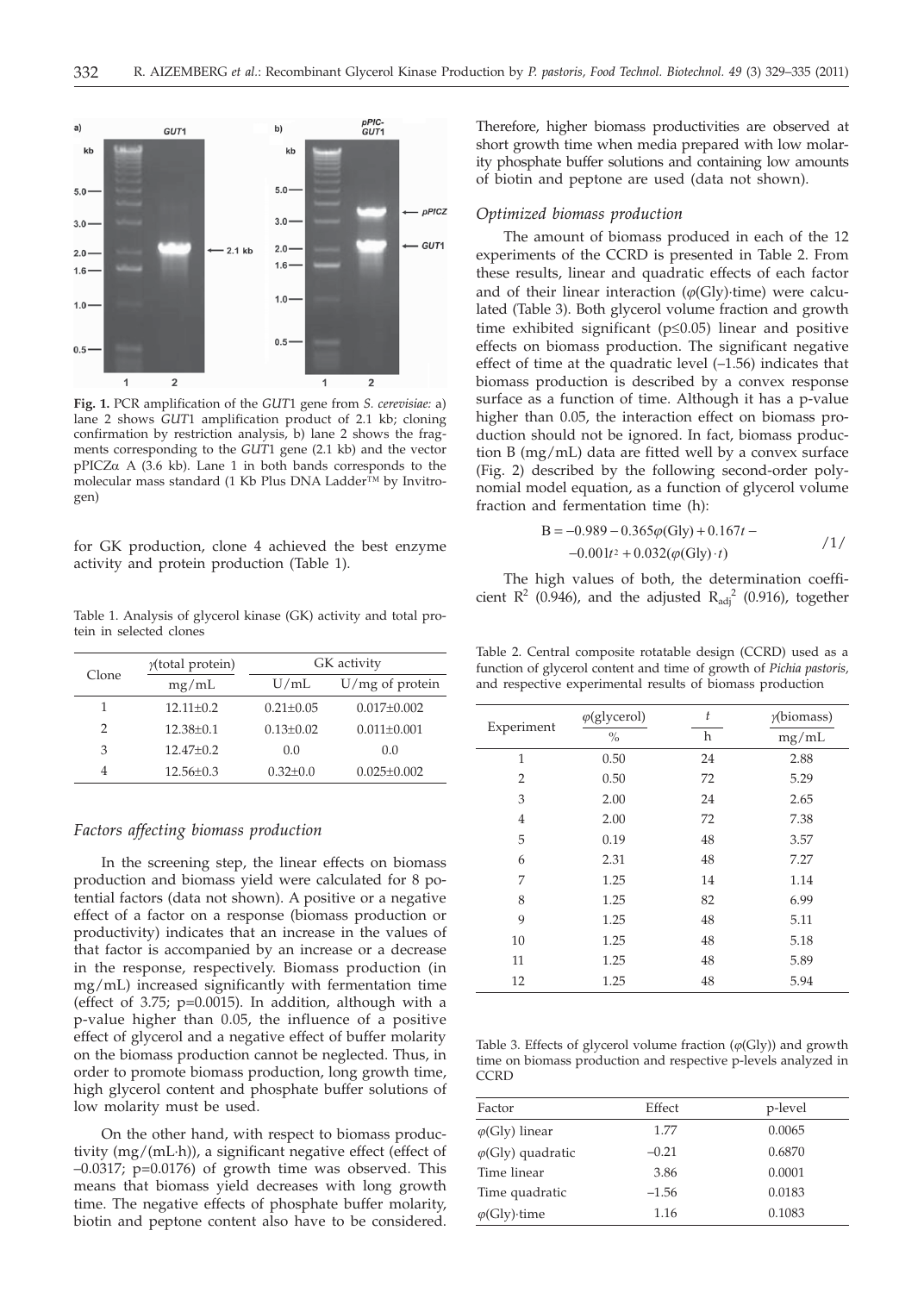**Fig. 1.** PCR amplification of the *GUT*1 gene from *S. cerevisiae:* a) lane 2 shows *GUT*1 amplification product of 2.1 kb; cloning confirmation by restriction analysis, b) lane 2 shows the fragments corresponding to the *GUT*1 gene (2.1 kb) and the vector pPICZα A (3.6 kb). Lane 1 in both bands corresponds to the molecular mass standard (1 Kb Plus DNA Ladder™ by Invitrogen)

for GK production, clone 4 achieved the best enzyme activity and protein production (Table 1).

Table 1. Analysis of glycerol kinase (GK) activity and total protein in selected clones

| Clone | γ(total protein) | GK activity | |
|---|---|---|---|
| | mg/mL | U/mL | U/mg of protein |
| 1 | 12.11±0.2 | 0.21±0.05 | 0.017±0.002 |
| 2 | 12.38±0.1 | 0.13±0.02 | 0.011±0.001 |
| 3 | 12.47±0.2 | 0.0 | 0.0 |
| 4 | 12.56±0.3 | 0.32±0.0 | 0.025±0.002 |

### *Factors affecting biomass production*

In the screening step, the linear effects on biomass production and biomass yield were calculated for 8 potential factors (data not shown). A positive or a negative effect of a factor on a response (biomass production or productivity) indicates that an increase in the values of that factor is accompanied by an increase or a decrease in the response, respectively. Biomass production (in mg/mL) increased significantly with fermentation time (effect of 3.75; p=0.0015). In addition, although with a p-value higher than 0.05, the influence of a positive effect of glycerol and a negative effect of buffer molarity on the biomass production cannot be neglected. Thus, in order to promote biomass production, long growth time, high glycerol content and phosphate buffer solutions of low molarity must be used.

On the other hand, with respect to biomass productivity (mg/(mL·h)), a significant negative effect (effect of –0.0317; p=0.0176) of growth time was observed. This means that biomass yield decreases with long growth time. The negative effects of phosphate buffer molarity, biotin and peptone content also have to be considered. Therefore, higher biomass productivities are observed at short growth time when media prepared with low molarity phosphate buffer solutions and containing low amounts of biotin and peptone are used (data not shown).

### *Optimized biomass production*

The amount of biomass produced in each of the 12 experiments of the CCRD is presented in Table 2. From these results, linear and quadratic effects of each factor and of their linear interaction (φ(Gly)·time) were calculated (Table 3). Both glycerol volume fraction and growth time exhibited significant ($p \leq 0.05$) linear and positive effects on biomass production. The significant negative effect of time at the quadratic level (–1.56) indicates that biomass production is described by a convex response surface as a function of time. Although it has a p-value higher than 0.05, the interaction effect on biomass production should not be ignored. In fact, biomass production B (mg/mL) data are fitted well by a convex surface (Fig. 2) described by the following second-order polynomial model equation, as a function of glycerol volume fraction and fermentation time (h):

$$B = -0.989 - 0.365\varphi(\text{Gly}) + 0.167t - 0.001t^2 + 0.032(\varphi(\text{Gly}) \cdot t) \qquad /1/$$

The high values of both, the determination coefficient $R^2$ (0.946), and the adjusted $R_{adj}^2$ (0.916), together

Table 2. Central composite rotatable design (CCRD) used as a function of glycerol content and time of growth of *Pichia pastoris*, and respective experimental results of biomass production

| Experiment | φ(glycerol) | *t* | γ(biomass) |
|---|---|---|---|
| | % | h | mg/mL |
| 1 | 0.50 | 24 | 2.88 |
| 2 | 0.50 | 72 | 5.29 |
| 3 | 2.00 | 24 | 2.65 |
| 4 | 2.00 | 72 | 7.38 |
| 5 | 0.19 | 48 | 3.57 |
| 6 | 2.31 | 48 | 7.27 |
| 7 | 1.25 | 14 | 1.14 |
| 8 | 1.25 | 82 | 6.99 |
| 9 | 1.25 | 48 | 5.11 |
| 10 | 1.25 | 48 | 5.18 |
| 11 | 1.25 | 48 | 5.89 |
| 12 | 1.25 | 48 | 5.94 |

Table 3. Effects of glycerol volume fraction (φ(Gly)) and growth time on biomass production and respective p-levels analyzed in CCRD

| Factor | Effect | p-level |
|---|---|---|
| φ(Gly) linear | 1.77 | 0.0065 |
| φ(Gly) quadratic | –0.21 | 0.6870 |
| Time linear | 3.86 | 0.0001 |
| Time quadratic | –1.56 | 0.0183 |
| φ(Gly)·time | 1.16 | 0.1083 |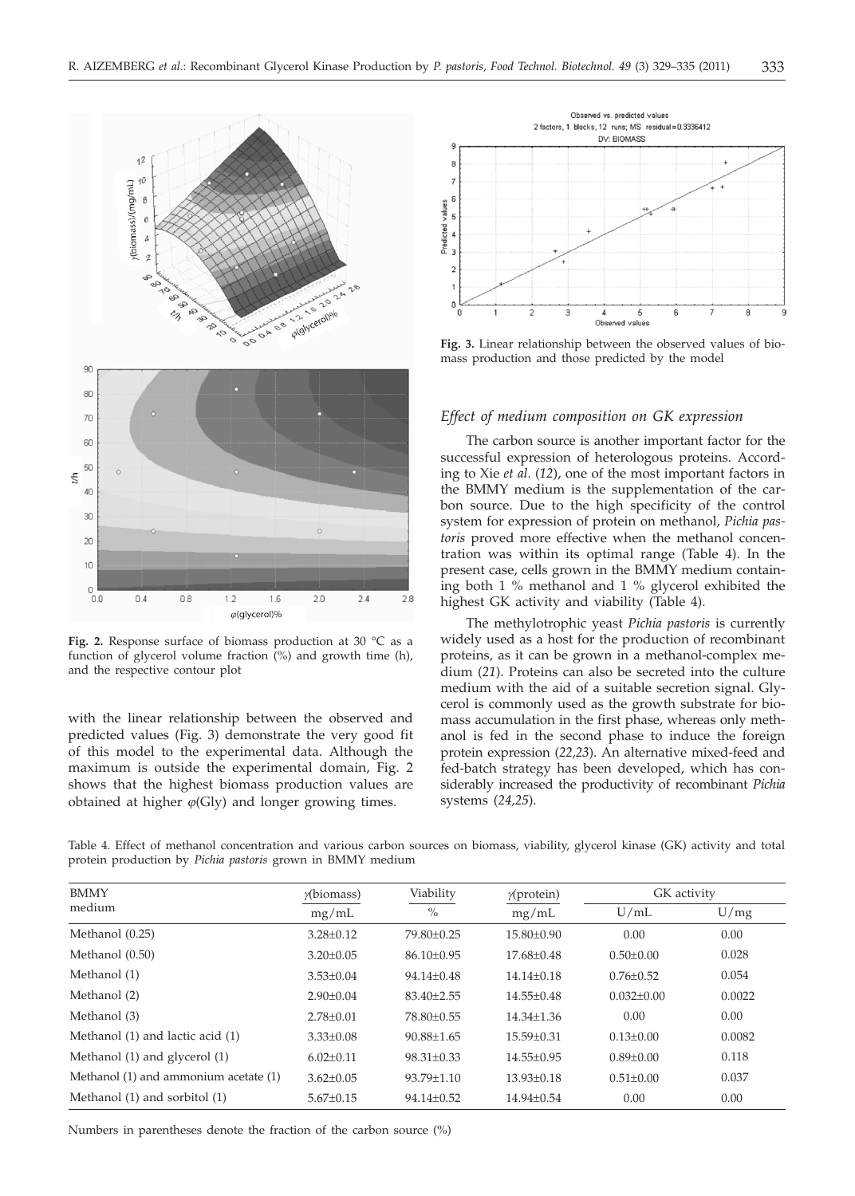Fig. 2. Response surface of biomass production at 30 °C as a function of glycerol volume fraction (%) and growth time (h), and the respective contour plot

with the linear relationship between the observed and predicted values (Fig. 3) demonstrate the very good fit of this model to the experimental data. Although the maximum is outside the experimental domain, Fig. 2 shows that the highest biomass production values are obtained at higher $\varphi$(Gly) and longer growing times.

Fig. 3. Linear relationship between the observed values of biomass production and those predicted by the model

### *Effect of medium composition on GK expression*

The carbon source is another important factor for the successful expression of heterologous proteins. According to Xie *et al.* (*12*), one of the most important factors in the BMMY medium is the supplementation of the carbon source. Due to the high specificity of the control system for expression of protein on methanol, *Pichia pastoris* proved more effective when the methanol concentration was within its optimal range (Table 4). In the present case, cells grown in the BMMY medium containing both 1 % methanol and 1 % glycerol exhibited the highest GK activity and viability (Table 4).

The methylotrophic yeast *Pichia pastoris* is currently widely used as a host for the production of recombinant proteins, as it can be grown in a methanol-complex medium (*21*). Proteins can also be secreted into the culture medium with the aid of a suitable secretion signal. Glycerol is commonly used as the growth substrate for biomass accumulation in the first phase, whereas only methanol is fed in the second phase to induce the foreign protein expression (*22,23*). An alternative mixed-feed and fed-batch strategy has been developed, which has considerably increased the productivity of recombinant *Pichia* systems (*24,25*).

Table 4. Effect of methanol concentration and various carbon sources on biomass, viability, glycerol kinase (GK) activity and total protein production by *Pichia pastoris* grown in BMMY medium

| BMMY medium | $\gamma$(biomass) | Viability | $\gamma$(protein) | GK activity | |
|---|---|---|---|---|---|
| | mg/mL | % | mg/mL | U/mL | U/mg |
| Methanol (0.25) | 3.28±0.12 | 79.80±0.25 | 15.80±0.90 | 0.00 | 0.00 |
| Methanol (0.50) | 3.20±0.05 | 86.10±0.95 | 17.68±0.48 | 0.50±0.00 | 0.028 |
| Methanol (1) | 3.53±0.04 | 94.14±0.48 | 14.14±0.18 | 0.76±0.52 | 0.054 |
| Methanol (2) | 2.90±0.04 | 83.40±2.55 | 14.55±0.48 | 0.032±0.00 | 0.0022 |
| Methanol (3) | 2.78±0.01 | 78.80±0.55 | 14.34±1.36 | 0.00 | 0.00 |
| Methanol (1) and lactic acid (1) | 3.33±0.08 | 90.88±1.65 | 15.59±0.31 | 0.13±0.00 | 0.0082 |
| Methanol (1) and glycerol (1) | 6.02±0.11 | 98.31±0.33 | 14.55±0.95 | 0.89±0.00 | 0.118 |
| Methanol (1) and ammonium acetate (1) | 3.62±0.05 | 93.79±1.10 | 13.93±0.18 | 0.51±0.00 | 0.037 |
| Methanol (1) and sorbitol (1) | 5.67±0.15 | 94.14±0.52 | 14.94±0.54 | 0.00 | 0.00 |

Numbers in parentheses denote the fraction of the carbon source (%)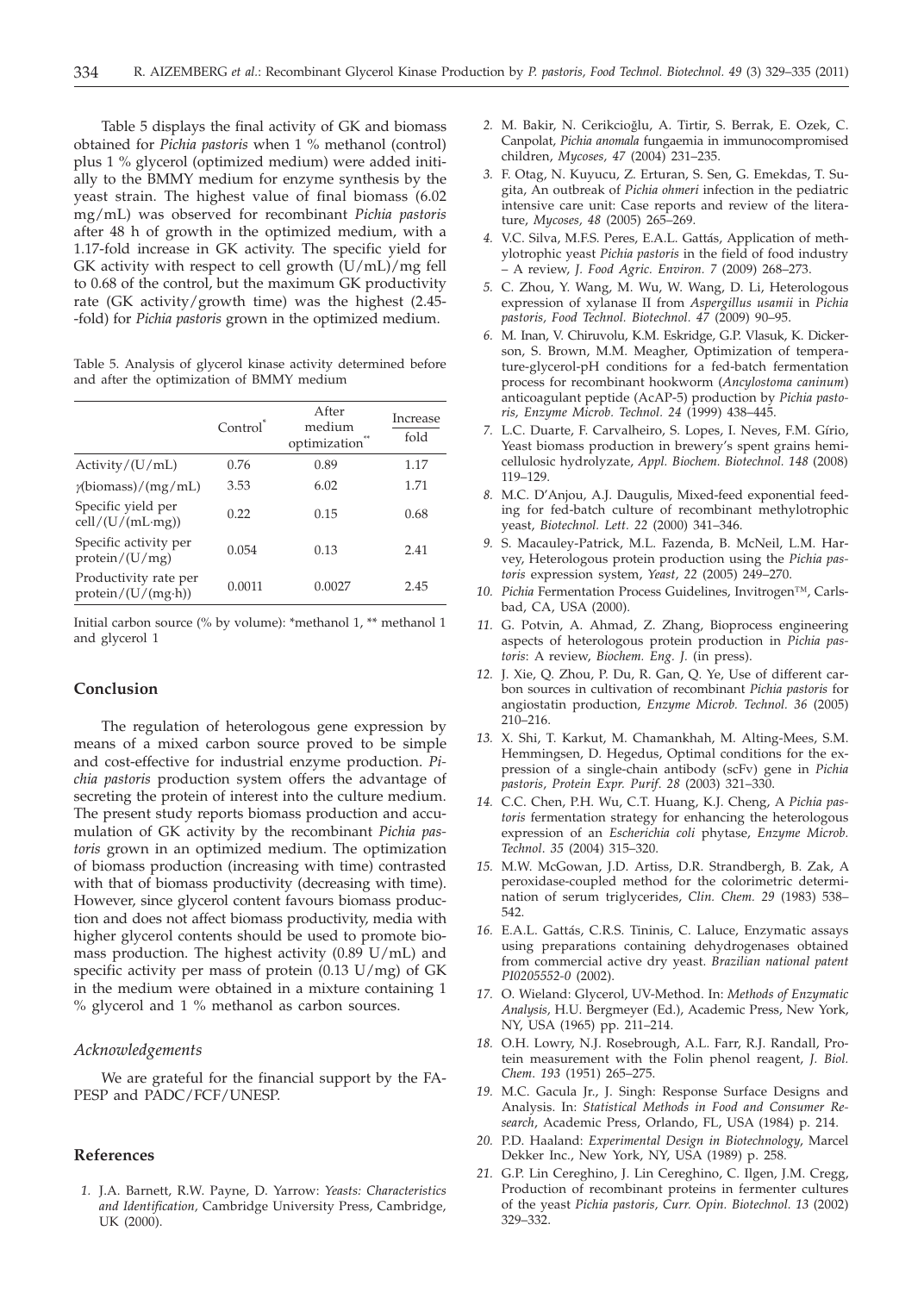Table 5 displays the final activity of GK and biomass obtained for *Pichia pastoris* when 1 % methanol (control) plus 1 % glycerol (optimized medium) were added initially to the BMMY medium for enzyme synthesis by the yeast strain. The highest value of final biomass (6.02 mg/mL) was observed for recombinant *Pichia pastoris* after 48 h of growth in the optimized medium, with a 1.17-fold increase in GK activity. The specific yield for GK activity with respect to cell growth (U/mL)/mg fell to 0.68 of the control, but the maximum GK productivity rate (GK activity/growth time) was the highest (2.45-fold) for *Pichia pastoris* grown in the optimized medium.

Table 5. Analysis of glycerol kinase activity determined before and after the optimization of BMMY medium

| | Control* | After medium optimization** | Increase fold |
|---|---|---|---|
| Activity/(U/mL) | 0.76 | 0.89 | 1.17 |
| $\gamma$(biomass)/(mg/mL) | 3.53 | 6.02 | 1.71 |
| Specific yield per cell/(U/(mL·mg)) | 0.22 | 0.15 | 0.68 |
| Specific activity per protein/(U/mg) | 0.054 | 0.13 | 2.41 |
| Productivity rate per protein/(U/(mg·h)) | 0.0011 | 0.0027 | 2.45 |

Initial carbon source (% by volume): *methanol 1, ** methanol 1 and glycerol 1

## Conclusion

The regulation of heterologous gene expression by means of a mixed carbon source proved to be simple and cost-effective for industrial enzyme production. *Pichia pastoris* production system offers the advantage of secreting the protein of interest into the culture medium. The present study reports biomass production and accumulation of GK activity by the recombinant *Pichia pastoris* grown in an optimized medium. The optimization of biomass production (increasing with time) contrasted with that of biomass productivity (decreasing with time). However, since glycerol content favours biomass production and does not affect biomass productivity, media with higher glycerol contents should be used to promote biomass production. The highest activity (0.89 U/mL) and specific activity per mass of protein (0.13 U/mg) of GK in the medium were obtained in a mixture containing 1 % glycerol and 1 % methanol as carbon sources.

### Acknowledgements

We are grateful for the financial support by the FAPESP and PADC/FCF/UNESP.

## References

1. J.A. Barnett, R.W. Payne, D. Yarrow: *Yeasts: Characteristics and Identification*, Cambridge University Press, Cambridge, UK (2000).
2. M. Bakir, N. Cerikcioğlu, A. Tirtir, S. Berrak, E. Ozek, C. Canpolat, *Pichia anomala* fungaemia in immunocompromised children, *Mycoses, 47* (2004) 231–235.
3. F. Otag, N. Kuyucu, Z. Erturan, S. Sen, G. Emekdas, T. Sugita, An outbreak of *Pichia ohmeri* infection in the pediatric intensive care unit: Case reports and review of the literature, *Mycoses, 48* (2005) 265–269.
4. V.C. Silva, M.F.S. Peres, E.A.L. Gattás, Application of methylotrophic yeast *Pichia pastoris* in the field of food industry – A review, *J. Food Agric. Environ. 7* (2009) 268–273.
5. C. Zhou, Y. Wang, M. Wu, W. Wang, D. Li, Heterologous expression of xylanase II from *Aspergillus usamii* in *Pichia pastoris*, *Food Technol. Biotechnol. 47* (2009) 90–95.
6. M. Inan, V. Chiruvolu, K.M. Eskridge, G.P. Vlasuk, K. Dickerson, S. Brown, M.M. Meagher, Optimization of temperature-glycerol-pH conditions for a fed-batch fermentation process for recombinant hookworm (*Ancylostoma caninum*) anticoagulant peptide (AcAP-5) production by *Pichia pastoris*, *Enzyme Microb. Technol. 24* (1999) 438–445.
7. L.C. Duarte, F. Carvalheiro, S. Lopes, I. Neves, F.M. Gírio, Yeast biomass production in brewery's spent grains hemicellulosic hydrolyzate, *Appl. Biochem. Biotechnol. 148* (2008) 119–129.
8. M.C. D'Anjou, A.J. Daugulis, Mixed-feed exponential feeding for fed-batch culture of recombinant methylotrophic yeast, *Biotechnol. Lett. 22* (2000) 341–346.
9. S. Macauley-Patrick, M.L. Fazenda, B. McNeil, L.M. Harvey, Heterologous protein production using the *Pichia pastoris* expression system, *Yeast, 22* (2005) 249–270.
10. *Pichia* Fermentation Process Guidelines, Invitrogen™, Carlsbad, CA, USA (2000).
11. G. Potvin, A. Ahmad, Z. Zhang, Bioprocess engineering aspects of heterologous protein production in *Pichia pastoris*: A review, *Biochem. Eng. J.* (in press).
12. J. Xie, Q. Zhou, P. Du, R. Gan, Q. Ye, Use of different carbon sources in cultivation of recombinant *Pichia pastoris* for angiostatin production, *Enzyme Microb. Technol. 36* (2005) 210–216.
13. X. Shi, T. Karkut, M. Chamankhah, M. Alting-Mees, S.M. Hemmingsen, D. Hegedus, Optimal conditions for the expression of a single-chain antibody (scFv) gene in *Pichia pastoris*, *Protein Expr. Purif. 28* (2003) 321–330.
14. C.C. Chen, P.H. Wu, C.T. Huang, K.J. Cheng, A *Pichia pastoris* fermentation strategy for enhancing the heterologous expression of an *Escherichia coli* phytase, *Enzyme Microb. Technol. 35* (2004) 315–320.
15. M.W. McGowan, J.D. Artiss, D.R. Strandbergh, B. Zak, A peroxidase-coupled method for the colorimetric determination of serum triglycerides, *Clin. Chem. 29* (1983) 538–542.
16. E.A.L. Gattás, C.R.S. Tininis, C. Laluce, Enzymatic assays using preparations containing dehydrogenases obtained from commercial active dry yeast. *Brazilian national patent PI0205552-0* (2002).
17. O. Wieland: Glycerol, UV-Method. In: *Methods of Enzymatic Analysis*, H.U. Bergmeyer (Ed.), Academic Press, New York, NY, USA (1965) pp. 211–214.
18. O.H. Lowry, N.J. Rosebrough, A.L. Farr, R.J. Randall, Protein measurement with the Folin phenol reagent, *J. Biol. Chem. 193* (1951) 265–275.
19. M.C. Gacula Jr., J. Singh: Response Surface Designs and Analysis. In: *Statistical Methods in Food and Consumer Research*, Academic Press, Orlando, FL, USA (1984) p. 214.
20. P.D. Haaland: *Experimental Design in Biotechnology*, Marcel Dekker Inc., New York, NY, USA (1989) p. 258.
21. G.P. Lin Cereghino, J. Lin Cereghino, C. Ilgen, J.M. Cregg, Production of recombinant proteins in fermenter cultures of the yeast *Pichia pastoris*, *Curr. Opin. Biotechnol. 13* (2002) 329–332.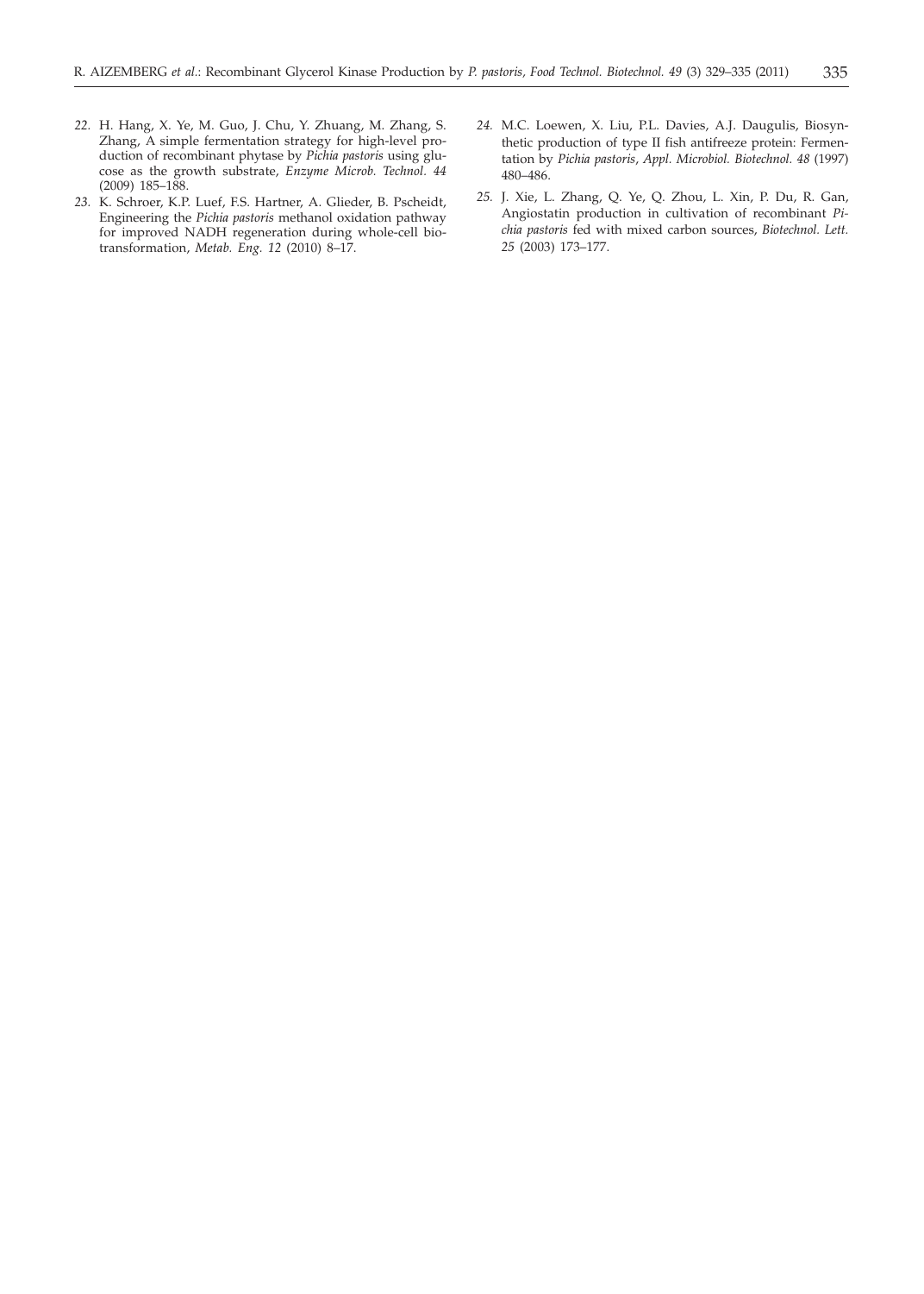22. H. Hang, X. Ye, M. Guo, J. Chu, Y. Zhuang, M. Zhang, S. Zhang, A simple fermentation strategy for high-level production of recombinant phytase by *Pichia pastoris* using glucose as the growth substrate, *Enzyme Microb. Technol. 44* (2009) 185–188.

23. K. Schroer, K.P. Luef, F.S. Hartner, A. Glieder, B. Pscheidt, Engineering the *Pichia pastoris* methanol oxidation pathway for improved NADH regeneration during whole-cell biotransformation, *Metab. Eng. 12* (2010) 8–17.

24. M.C. Loewen, X. Liu, P.L. Davies, A.J. Daugulis, Biosynthetic production of type II fish antifreeze protein: Fermentation by *Pichia pastoris*, *Appl. Microbiol. Biotechnol. 48* (1997) 480–486.

25. J. Xie, L. Zhang, Q. Ye, Q. Zhou, L. Xin, P. Du, R. Gan, Angiostatin production in cultivation of recombinant *Pichia pastoris* fed with mixed carbon sources, *Biotechnol. Lett. 25* (2003) 173–177.